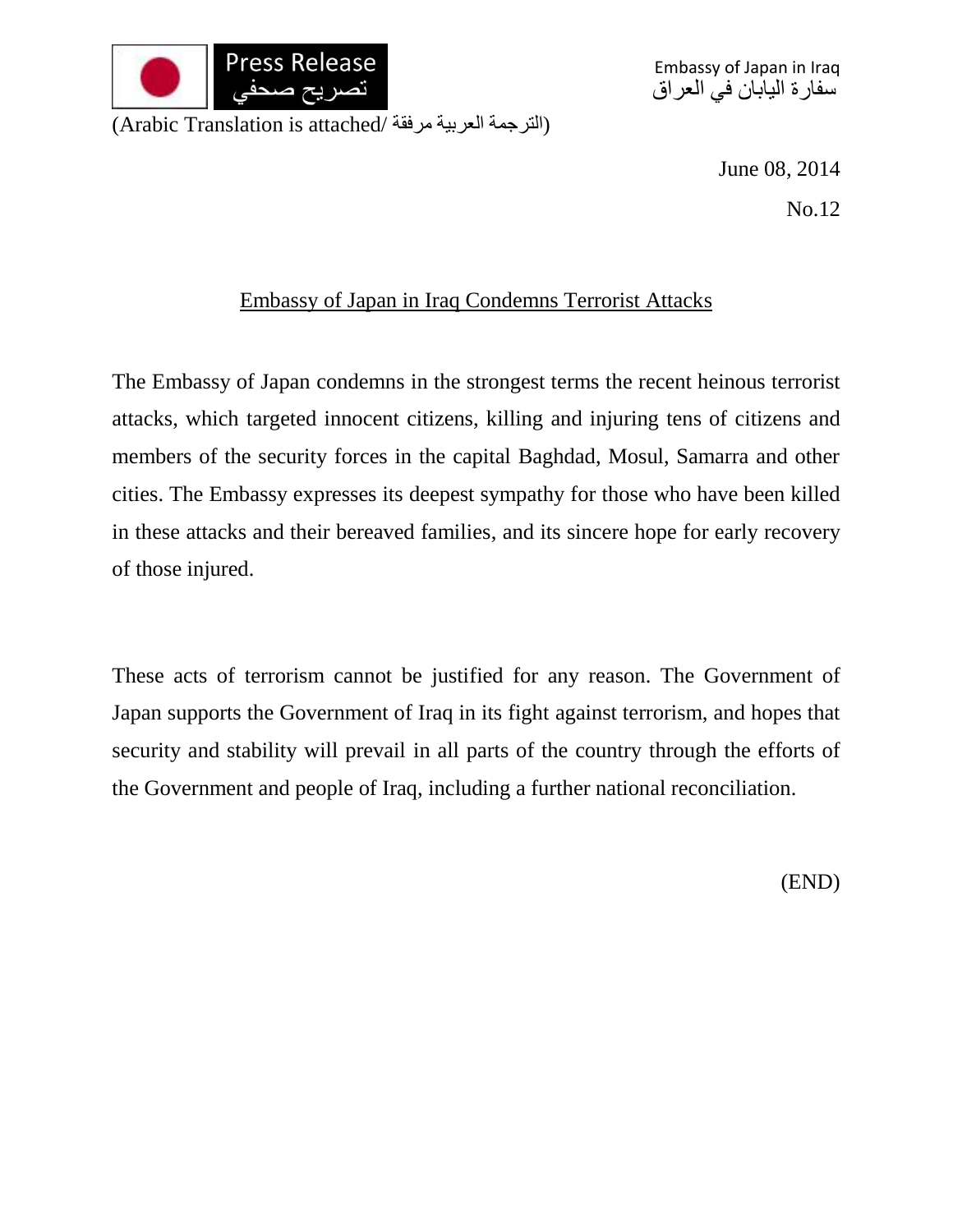Press Release
تصريح صحفي

Embassy of Japan in Iraq
سفارة اليابان في العراق

(Arabic Translation is attached/ الترجمة العربية مرفقة)

June 08, 2014

No.12

## Embassy of Japan in Iraq Condemns Terrorist Attacks

The Embassy of Japan condemns in the strongest terms the recent heinous terrorist attacks, which targeted innocent citizens, killing and injuring tens of citizens and members of the security forces in the capital Baghdad, Mosul, Samarra and other cities. The Embassy expresses its deepest sympathy for those who have been killed in these attacks and their bereaved families, and its sincere hope for early recovery of those injured.

These acts of terrorism cannot be justified for any reason. The Government of Japan supports the Government of Iraq in its fight against terrorism, and hopes that security and stability will prevail in all parts of the country through the efforts of the Government and people of Iraq, including a further national reconciliation.

(END)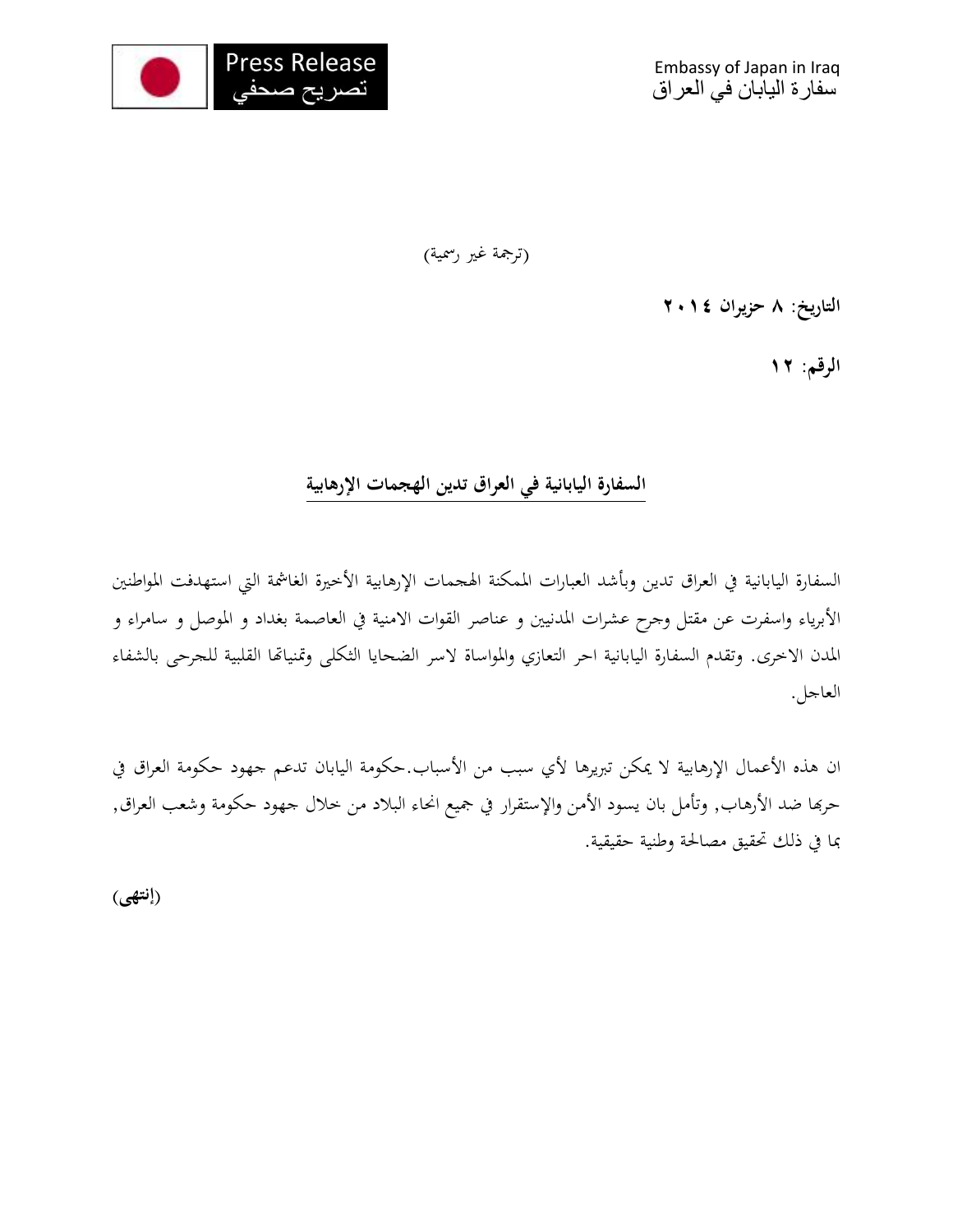Press Release
تصريح صحفي

Embassy of Japan in Iraq
سفارة اليابان في العراق

(ترجمة غير رسمية)

**التاريخ: ٨ حزيران ٢٠١٤**

**الرقم: ١٢**

## السفارة اليابانية في العراق تدين الهجمات الإرهابية

السفارة اليابانية في العراق تدين وبأشد العبارات الممكنة الهجمات الإرهابية الأخيرة الغاشمة التي استهدفت المواطنين الأبرياء واسفرت عن مقتل وجرح عشرات المدنيين و عناصر القوات الامنية في العاصمة بغداد و الموصل و سامراء و المدن الاخرى. وتقدم السفارة اليابانية احر التعازي والمواساة لاسر الضحايا الثكلى وتمنياتها القلبية للجرحى بالشفاء العاجل.

ان هذه الأعمال الإرهابية لا يمكن تبريرها لأي سبب من الأسباب.حكومة اليابان تدعم جهود حكومة العراق في حربها ضد الأرهاب, وتأمل بان يسود الأمن والإستقرار في جميع انحاء البلاد من خلال جهود حكومة وشعب العراق, بما في ذلك تحقيق مصالحة وطنية حقيقية.

**(إنتهى)**